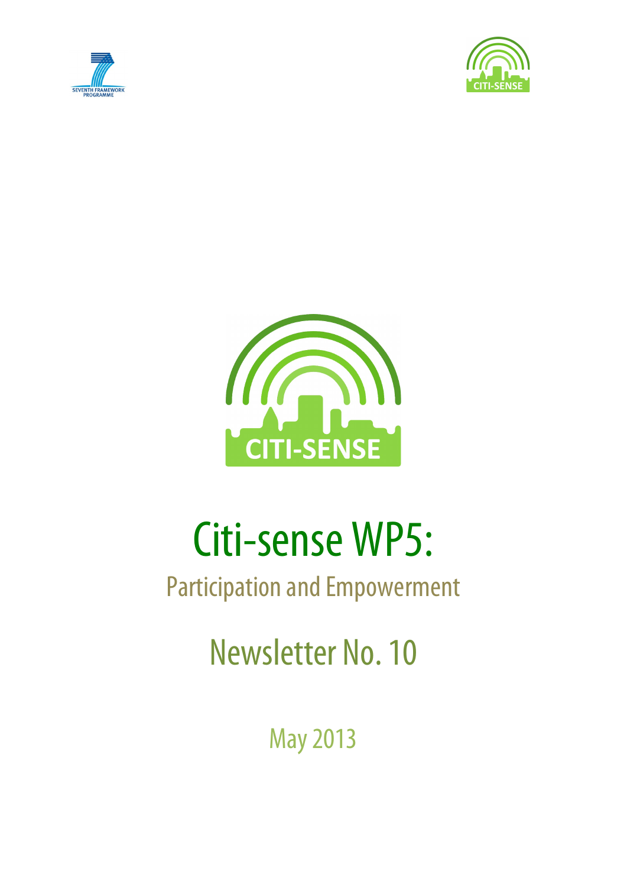# Citi-sense WP5:

## Participation and Empowerment

## Newsletter No. 10

May 2013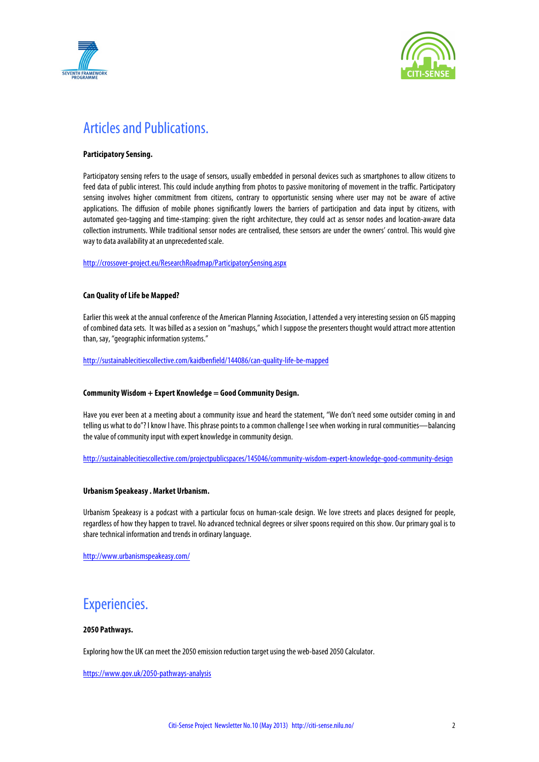# Articles and Publications.

**Participatory Sensing.**

Participatory sensing refers to the usage of sensors, usually embedded in personal devices such as smartphones to allow citizens to feed data of public interest. This could include anything from photos to passive monitoring of movement in the traffic. Participatory sensing involves higher commitment from citizens, contrary to opportunistic sensing where user may not be aware of active applications. The diffusion of mobile phones significantly lowers the barriers of participation and data input by citizens, with automated geo-tagging and time-stamping: given the right architecture, they could act as sensor nodes and location-aware data collection instruments. While traditional sensor nodes are centralised, these sensors are under the owners' control. This would give way to data availability at an unprecedented scale.

http://crossover-project.eu/ResearchRoadmap/ParticipatorySensing.aspx

**Can Quality of Life be Mapped?**

Earlier this week at the annual conference of the American Planning Association, I attended a very interesting session on GIS mapping of combined data sets. It was billed as a session on "mashups," which I suppose the presenters thought would attract more attention than, say, "geographic information systems."

http://sustainablecitiescollective.com/kaidbenfield/144086/can-quality-life-be-mapped

**Community Wisdom + Expert Knowledge = Good Community Design.**

Have you ever been at a meeting about a community issue and heard the statement, "We don't need some outsider coming in and telling us what to do"? I know I have. This phrase points to a common challenge I see when working in rural communities—balancing the value of community input with expert knowledge in community design.

http://sustainablecitiescollective.com/projectpublicspaces/145046/community-wisdom-expert-knowledge-good-community-design

**Urbanism Speakeasy . Market Urbanism.**

Urbanism Speakeasy is a podcast with a particular focus on human-scale design. We love streets and places designed for people, regardless of how they happen to travel. No advanced technical degrees or silver spoons required on this show. Our primary goal is to share technical information and trends in ordinary language.

http://www.urbanismspeakeasy.com/

# Experiencies.

**2050 Pathways.**

Exploring how the UK can meet the 2050 emission reduction target using the web-based 2050 Calculator.

https://www.gov.uk/2050-pathways-analysis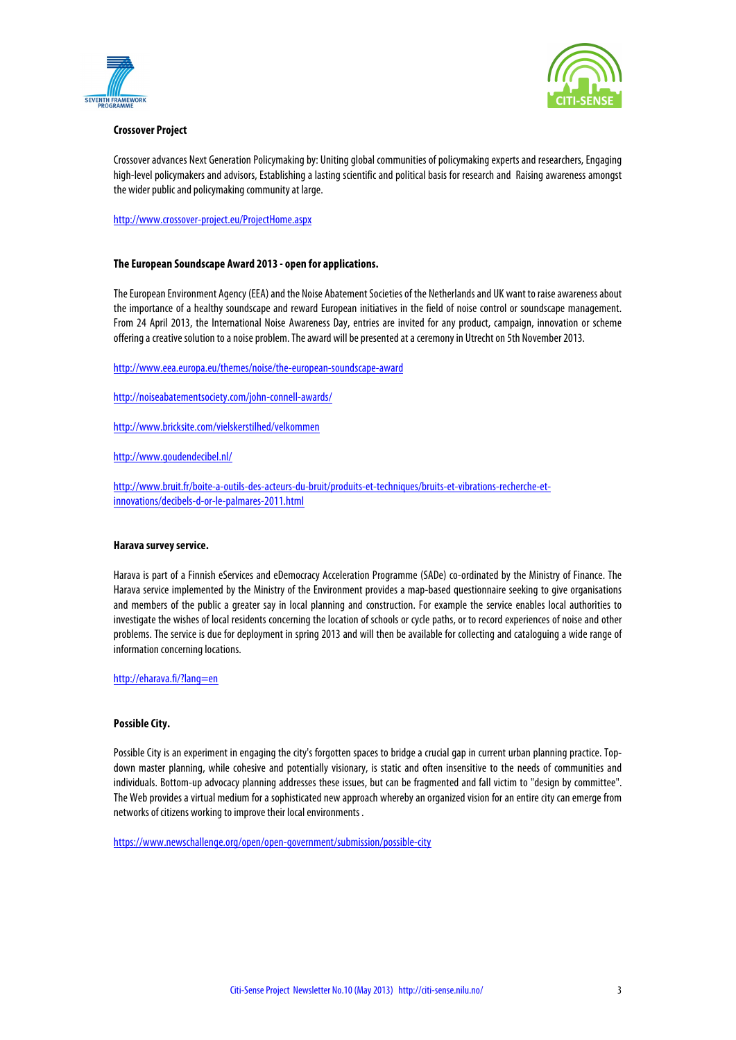**Crossover Project**

Crossover advances Next Generation Policymaking by: Uniting global communities of policymaking experts and researchers, Engaging high-level policymakers and advisors, Establishing a lasting scientific and political basis for research and Raising awareness amongst the wider public and policymaking community at large.

http://www.crossover-project.eu/ProjectHome.aspx

**The European Soundscape Award 2013 - open for applications.**

The European Environment Agency (EEA) and the Noise Abatement Societies of the Netherlands and UK want to raise awareness about the importance of a healthy soundscape and reward European initiatives in the field of noise control or soundscape management. From 24 April 2013, the International Noise Awareness Day, entries are invited for any product, campaign, innovation or scheme offering a creative solution to a noise problem. The award will be presented at a ceremony in Utrecht on 5th November 2013.

http://www.eea.europa.eu/themes/noise/the-european-soundscape-award

http://noiseabatementsociety.com/john-connell-awards/

http://www.bricksite.com/vielskerstilhed/velkommen

http://www.goudendecibel.nl/

http://www.bruit.fr/boite-a-outils-des-acteurs-du-bruit/produits-et-techniques/bruits-et-vibrations-recherche-et-innovations/decibels-d-or-le-palmares-2011.html

**Harava survey service.**

Harava is part of a Finnish eServices and eDemocracy Acceleration Programme (SADe) co-ordinated by the Ministry of Finance. The Harava service implemented by the Ministry of the Environment provides a map-based questionnaire seeking to give organisations and members of the public a greater say in local planning and construction. For example the service enables local authorities to investigate the wishes of local residents concerning the location of schools or cycle paths, or to record experiences of noise and other problems. The service is due for deployment in spring 2013 and will then be available for collecting and cataloguing a wide range of information concerning locations.

http://eharava.fi/?lang=en

**Possible City.**

Possible City is an experiment in engaging the city's forgotten spaces to bridge a crucial gap in current urban planning practice. Top-down master planning, while cohesive and potentially visionary, is static and often insensitive to the needs of communities and individuals. Bottom-up advocacy planning addresses these issues, but can be fragmented and fall victim to "design by committee". The Web provides a virtual medium for a sophisticated new approach whereby an organized vision for an entire city can emerge from networks of citizens working to improve their local environments .

https://www.newschallenge.org/open/open-government/submission/possible-city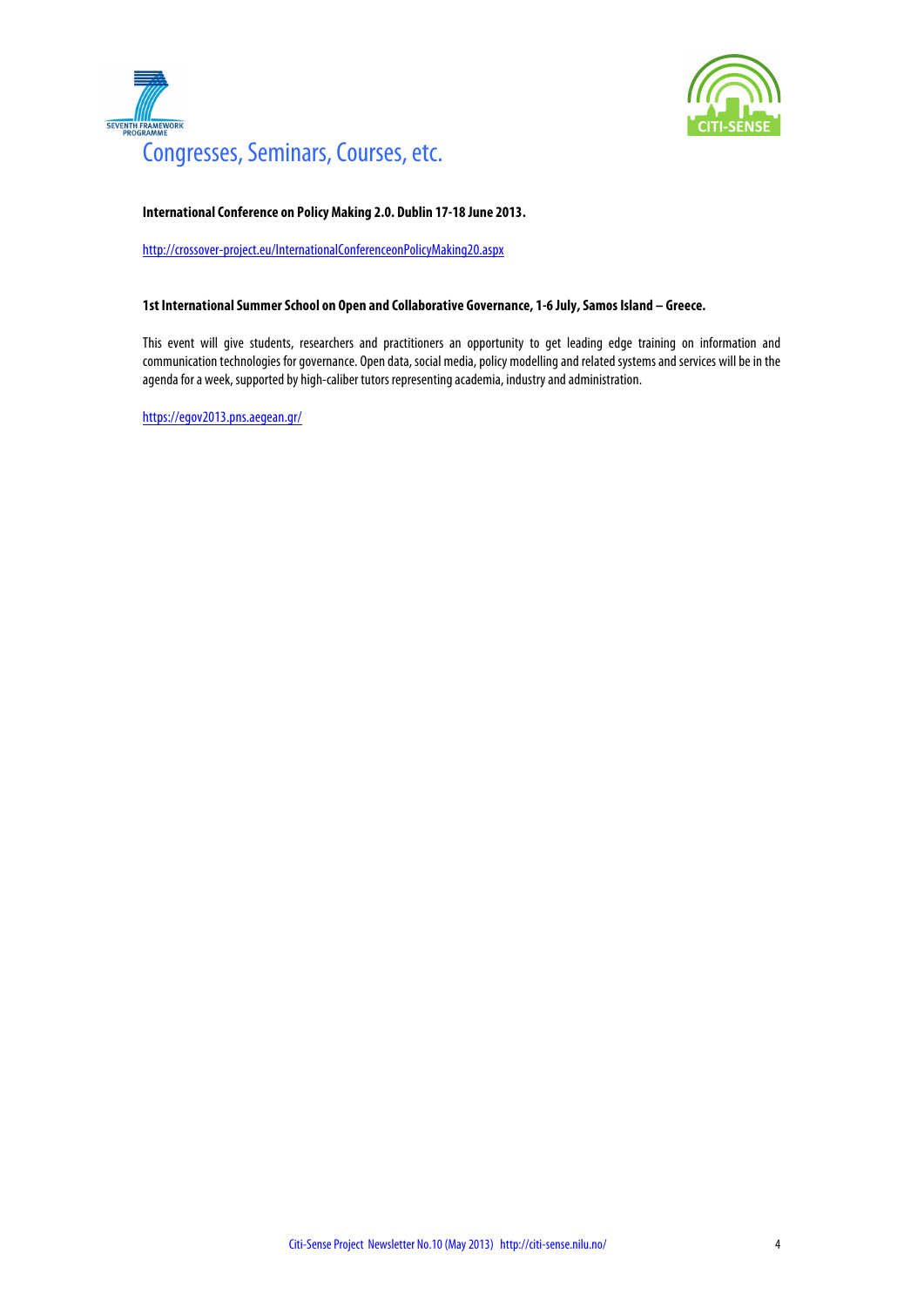# Congresses, Seminars, Courses, etc.

**International Conference on Policy Making 2.0. Dublin 17-18 June 2013.**

http://crossover-project.eu/InternationalConferenceonPolicyMaking20.aspx

**1st International Summer School on Open and Collaborative Governance, 1-6 July, Samos Island – Greece.**

This event will give students, researchers and practitioners an opportunity to get leading edge training on information and communication technologies for governance. Open data, social media, policy modelling and related systems and services will be in the agenda for a week, supported by high-caliber tutors representing academia, industry and administration.

https://egov2013.pns.aegean.gr/